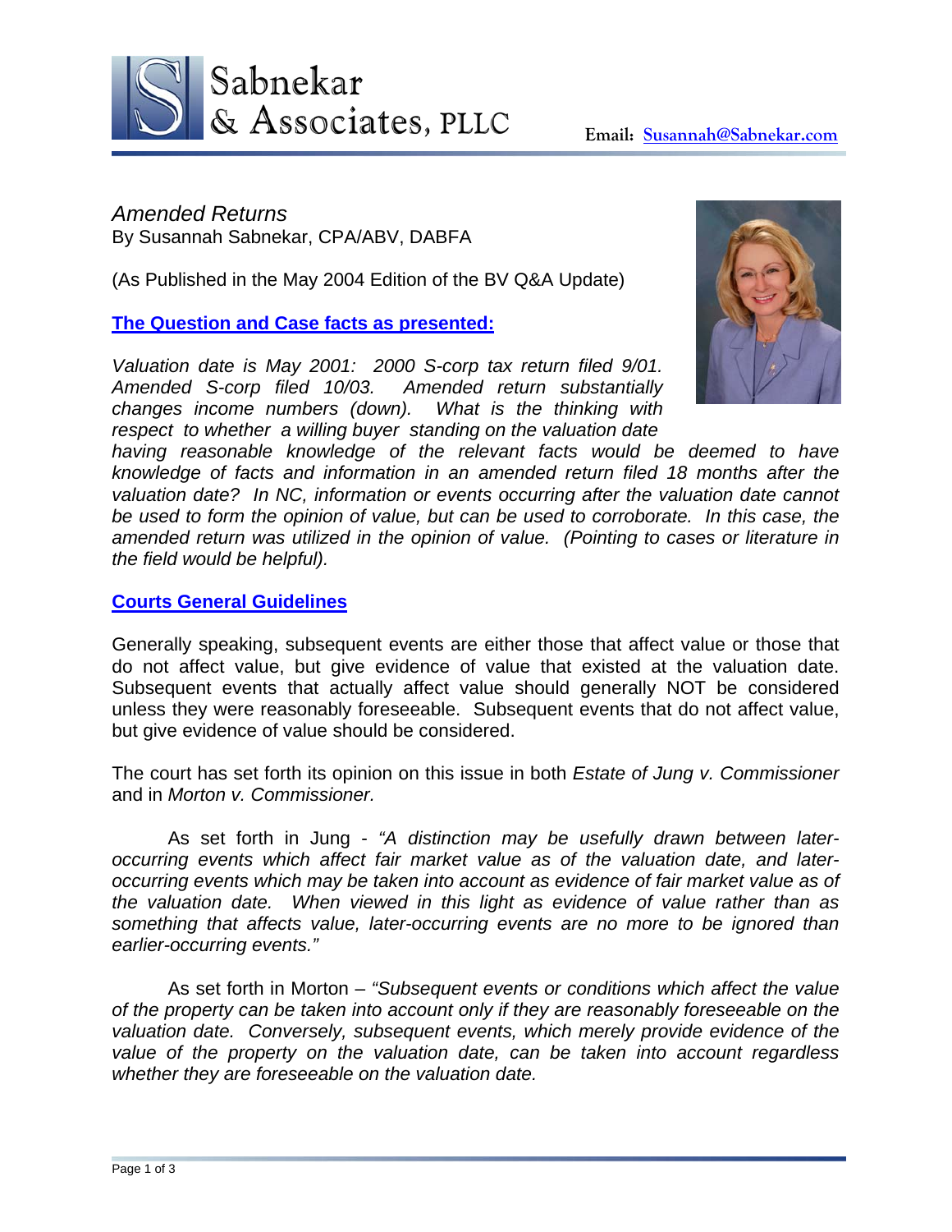Sabnekar & Associates, PLLC

**Email:** [Susannah@Sabnekar.com](mailto:Susannah@Sabnekar.com)

# *Amended Returns*

By Susannah Sabnekar, CPA/ABV, DABFA

(As Published in the May 2004 Edition of the BV Q&A Update)

## The Question and Case facts as presented:

*Valuation date is May 2001: 2000 S-corp tax return filed 9/01. Amended S-corp filed 10/03. Amended return substantially changes income numbers (down). What is the thinking with respect to whether a willing buyer standing on the valuation date having reasonable knowledge of the relevant facts would be deemed to have knowledge of facts and information in an amended return filed 18 months after the valuation date? In NC, information or events occurring after the valuation date cannot be used to form the opinion of value, but can be used to corroborate. In this case, the amended return was utilized in the opinion of value. (Pointing to cases or literature in the field would be helpful).*

## Courts General Guidelines

Generally speaking, subsequent events are either those that affect value or those that do not affect value, but give evidence of value that existed at the valuation date. Subsequent events that actually affect value should generally NOT be considered unless they were reasonably foreseeable. Subsequent events that do not affect value, but give evidence of value should be considered.

The court has set forth its opinion on this issue in both *Estate of Jung v. Commissioner* and in *Morton v. Commissioner.*

As set forth in Jung - *"A distinction may be usefully drawn between later-occurring events which affect fair market value as of the valuation date, and later-occurring events which may be taken into account as evidence of fair market value as of the valuation date. When viewed in this light as evidence of value rather than as something that affects value, later-occurring events are no more to be ignored than earlier-occurring events."*

As set forth in Morton – *"Subsequent events or conditions which affect the value of the property can be taken into account only if they are reasonably foreseeable on the valuation date. Conversely, subsequent events, which merely provide evidence of the value of the property on the valuation date, can be taken into account regardless whether they are foreseeable on the valuation date.*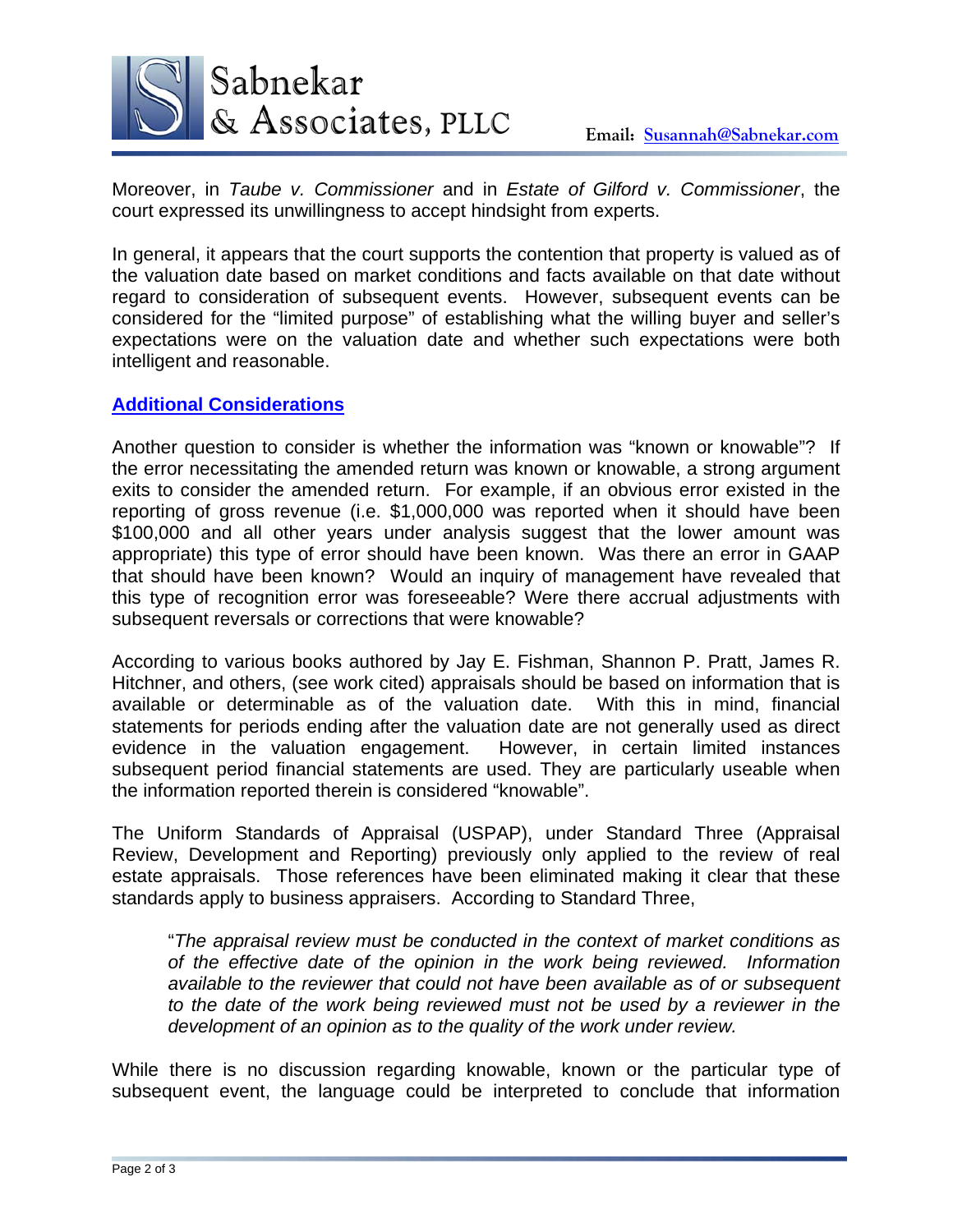Moreover, in *Taube v. Commissioner* and in *Estate of Gilford v. Commissioner*, the court expressed its unwillingness to accept hindsight from experts.

In general, it appears that the court supports the contention that property is valued as of the valuation date based on market conditions and facts available on that date without regard to consideration of subsequent events. However, subsequent events can be considered for the "limited purpose" of establishing what the willing buyer and seller's expectations were on the valuation date and whether such expectations were both intelligent and reasonable.

## Additional Considerations

Another question to consider is whether the information was "known or knowable"? If the error necessitating the amended return was known or knowable, a strong argument exits to consider the amended return. For example, if an obvious error existed in the reporting of gross revenue (i.e. $1,000,000 was reported when it should have been $100,000 and all other years under analysis suggest that the lower amount was appropriate) this type of error should have been known. Was there an error in GAAP that should have been known? Would an inquiry of management have revealed that this type of recognition error was foreseeable? Were there accrual adjustments with subsequent reversals or corrections that were knowable?

According to various books authored by Jay E. Fishman, Shannon P. Pratt, James R. Hitchner, and others, (see work cited) appraisals should be based on information that is available or determinable as of the valuation date. With this in mind, financial statements for periods ending after the valuation date are not generally used as direct evidence in the valuation engagement. However, in certain limited instances subsequent period financial statements are used. They are particularly useable when the information reported therein is considered "knowable".

The Uniform Standards of Appraisal (USPAP), under Standard Three (Appraisal Review, Development and Reporting) previously only applied to the review of real estate appraisals. Those references have been eliminated making it clear that these standards apply to business appraisers. According to Standard Three,

> "*The appraisal review must be conducted in the context of market conditions as of the effective date of the opinion in the work being reviewed. Information available to the reviewer that could not have been available as of or subsequent to the date of the work being reviewed must not be used by a reviewer in the development of an opinion as to the quality of the work under review.*

While there is no discussion regarding knowable, known or the particular type of subsequent event, the language could be interpreted to conclude that information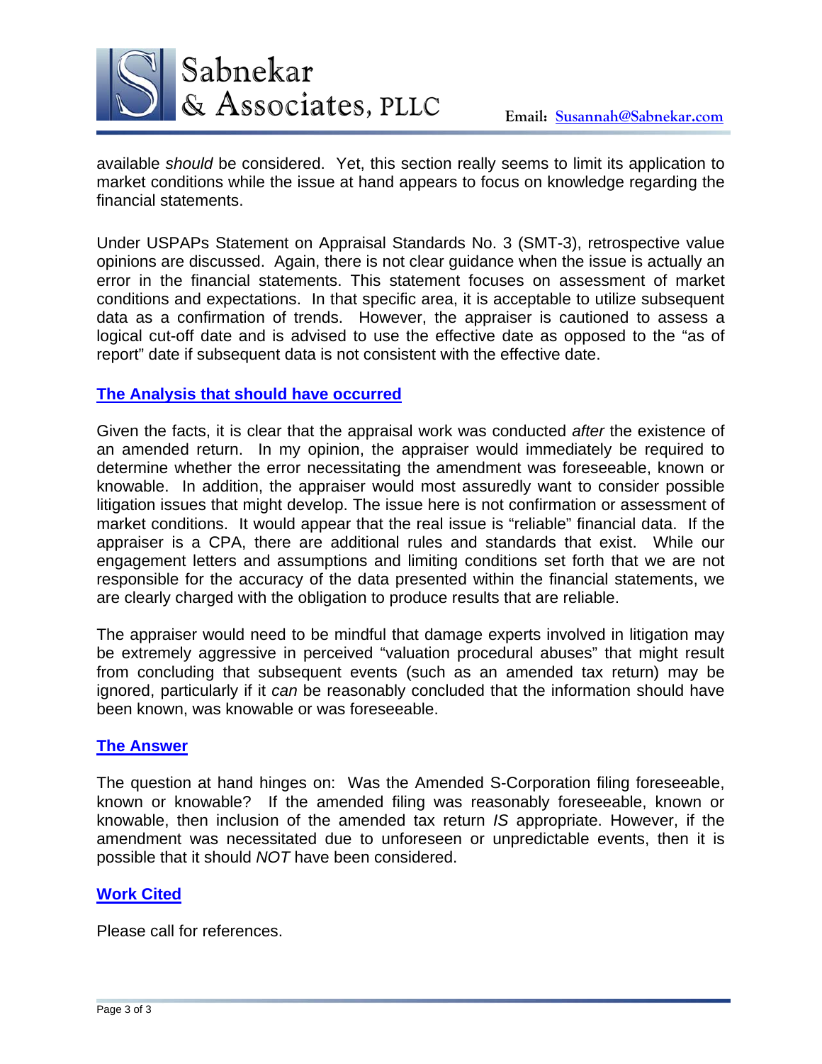available *should* be considered. Yet, this section really seems to limit its application to market conditions while the issue at hand appears to focus on knowledge regarding the financial statements.

Under USPAPs Statement on Appraisal Standards No. 3 (SMT-3), retrospective value opinions are discussed. Again, there is not clear guidance when the issue is actually an error in the financial statements. This statement focuses on assessment of market conditions and expectations. In that specific area, it is acceptable to utilize subsequent data as a confirmation of trends. However, the appraiser is cautioned to assess a logical cut-off date and is advised to use the effective date as opposed to the "as of report" date if subsequent data is not consistent with the effective date.

## The Analysis that should have occurred

Given the facts, it is clear that the appraisal work was conducted *after* the existence of an amended return. In my opinion, the appraiser would immediately be required to determine whether the error necessitating the amendment was foreseeable, known or knowable. In addition, the appraiser would most assuredly want to consider possible litigation issues that might develop. The issue here is not confirmation or assessment of market conditions. It would appear that the real issue is "reliable" financial data. If the appraiser is a CPA, there are additional rules and standards that exist. While our engagement letters and assumptions and limiting conditions set forth that we are not responsible for the accuracy of the data presented within the financial statements, we are clearly charged with the obligation to produce results that are reliable.

The appraiser would need to be mindful that damage experts involved in litigation may be extremely aggressive in perceived "valuation procedural abuses" that might result from concluding that subsequent events (such as an amended tax return) may be ignored, particularly if it *can* be reasonably concluded that the information should have been known, was knowable or was foreseeable.

## The Answer

The question at hand hinges on: Was the Amended S-Corporation filing foreseeable, known or knowable? If the amended filing was reasonably foreseeable, known or knowable, then inclusion of the amended tax return *IS* appropriate. However, if the amendment was necessitated due to unforeseen or unpredictable events, then it is possible that it should *NOT* have been considered.

## Work Cited

Please call for references.